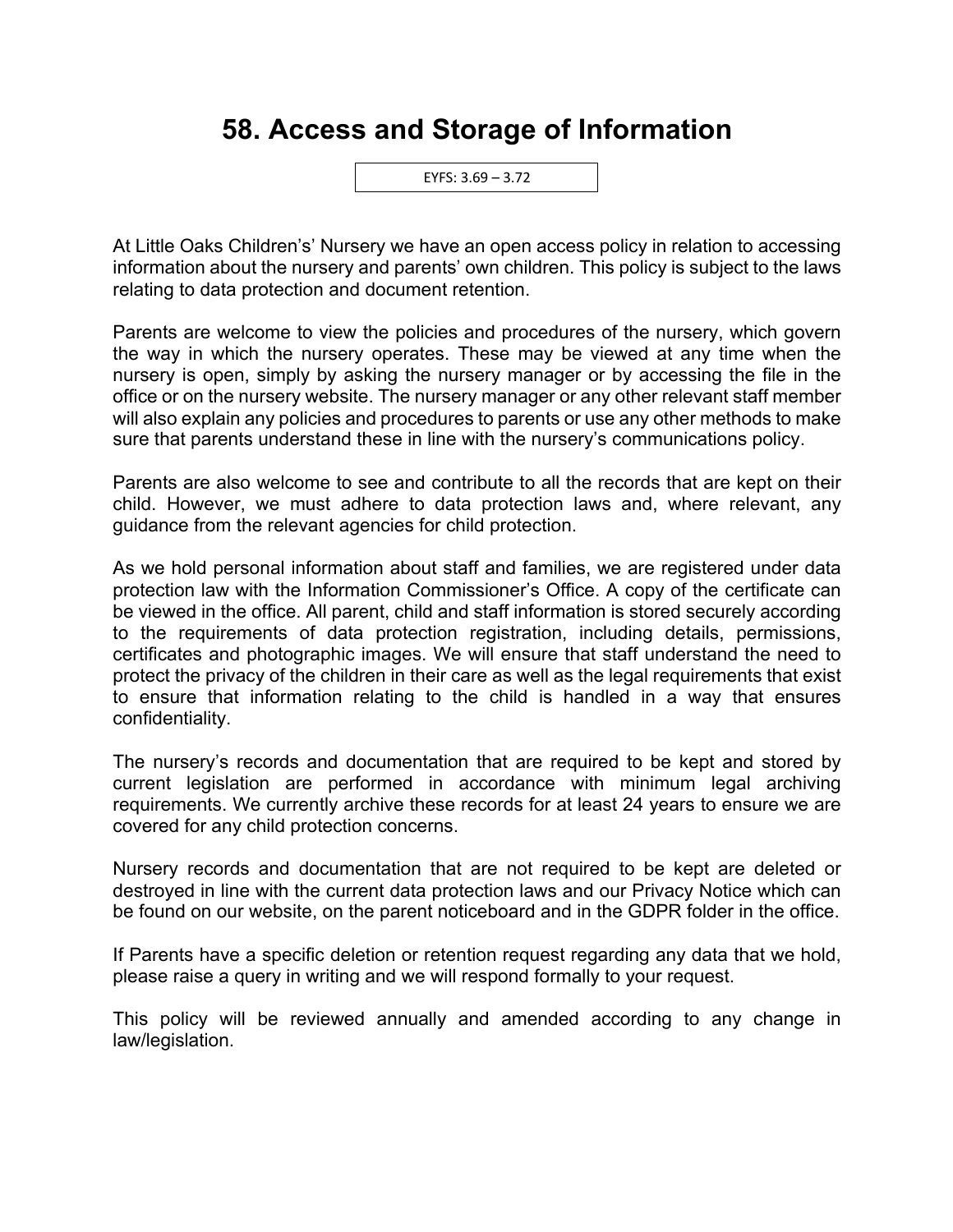# 58. Access and Storage of Information

EYFS: 3.69 – 3.72

At Little Oaks Children's' Nursery we have an open access policy in relation to accessing information about the nursery and parents' own children. This policy is subject to the laws relating to data protection and document retention.

Parents are welcome to view the policies and procedures of the nursery, which govern the way in which the nursery operates. These may be viewed at any time when the nursery is open, simply by asking the nursery manager or by accessing the file in the office or on the nursery website. The nursery manager or any other relevant staff member will also explain any policies and procedures to parents or use any other methods to make sure that parents understand these in line with the nursery's communications policy.

Parents are also welcome to see and contribute to all the records that are kept on their child. However, we must adhere to data protection laws and, where relevant, any guidance from the relevant agencies for child protection.

As we hold personal information about staff and families, we are registered under data protection law with the Information Commissioner's Office. A copy of the certificate can be viewed in the office. All parent, child and staff information is stored securely according to the requirements of data protection registration, including details, permissions, certificates and photographic images. We will ensure that staff understand the need to protect the privacy of the children in their care as well as the legal requirements that exist to ensure that information relating to the child is handled in a way that ensures confidentiality.

The nursery's records and documentation that are required to be kept and stored by current legislation are performed in accordance with minimum legal archiving requirements. We currently archive these records for at least 24 years to ensure we are covered for any child protection concerns.

Nursery records and documentation that are not required to be kept are deleted or destroyed in line with the current data protection laws and our Privacy Notice which can be found on our website, on the parent noticeboard and in the GDPR folder in the office.

If Parents have a specific deletion or retention request regarding any data that we hold, please raise a query in writing and we will respond formally to your request.

This policy will be reviewed annually and amended according to any change in law/legislation.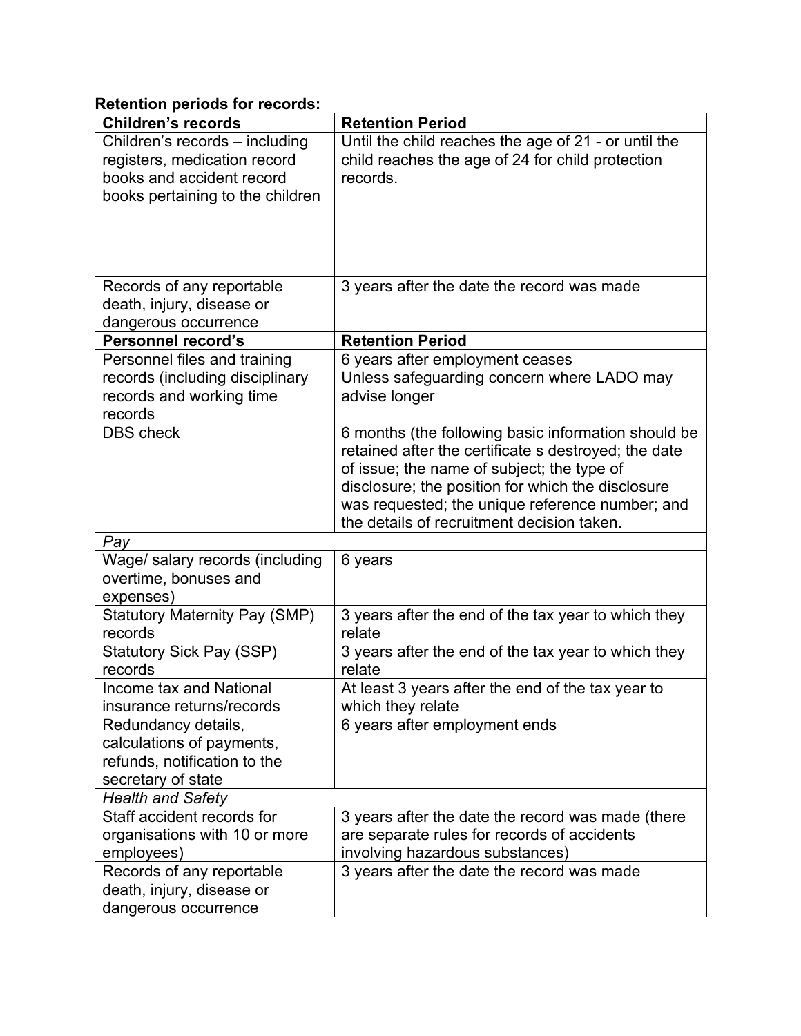**Retention periods for records:**

| **Children's records** | **Retention Period** |
|---|---|
| Children's records – including registers, medication record books and accident record books pertaining to the children | Until the child reaches the age of 21 - or until the child reaches the age of 24 for child protection records. |
| Records of any reportable death, injury, disease or dangerous occurrence | 3 years after the date the record was made |
| **Personnel record's** | **Retention Period** |
| Personnel files and training records (including disciplinary records and working time records | 6 years after employment ceases<br>Unless safeguarding concern where LADO may advise longer |
| DBS check | 6 months (the following basic information should be retained after the certificate s destroyed; the date of issue; the name of subject; the type of disclosure; the position for which the disclosure was requested; the unique reference number; and the details of recruitment decision taken. |
| *Pay* | |
| Wage/ salary records (including overtime, bonuses and expenses) | 6 years |
| Statutory Maternity Pay (SMP) records | 3 years after the end of the tax year to which they relate |
| Statutory Sick Pay (SSP) records | 3 years after the end of the tax year to which they relate |
| Income tax and National insurance returns/records | At least 3 years after the end of the tax year to which they relate |
| Redundancy details, calculations of payments, refunds, notification to the secretary of state | 6 years after employment ends |
| *Health and Safety* | |
| Staff accident records for organisations with 10 or more employees) | 3 years after the date the record was made (there are separate rules for records of accidents involving hazardous substances) |
| Records of any reportable death, injury, disease or dangerous occurrence | 3 years after the date the record was made |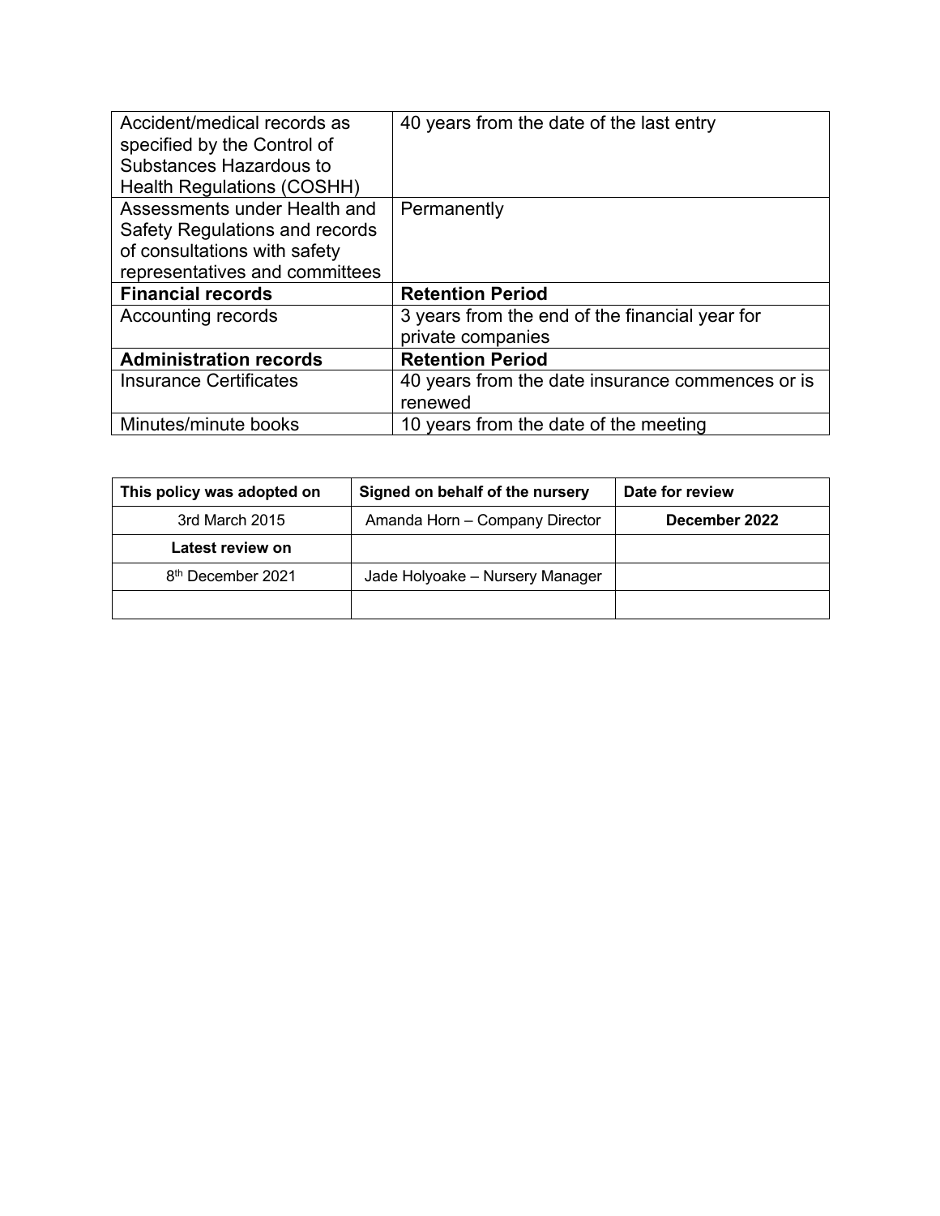| | |
|---|---|
| Accident/medical records as specified by the Control of Substances Hazardous to Health Regulations (COSHH) | 40 years from the date of the last entry |
| Assessments under Health and Safety Regulations and records of consultations with safety representatives and committees | Permanently |
| **Financial records** | **Retention Period** |
| Accounting records | 3 years from the end of the financial year for private companies |
| **Administration records** | **Retention Period** |
| Insurance Certificates | 40 years from the date insurance commences or is renewed |
| Minutes/minute books | 10 years from the date of the meeting |

| This policy was adopted on | Signed on behalf of the nursery | Date for review |
|---|---|---|
| 3rd March 2015 | Amanda Horn – Company Director | **December 2022** |
| **Latest review on** | | |
| 8th December 2021 | Jade Holyoake – Nursery Manager | |
| | | |